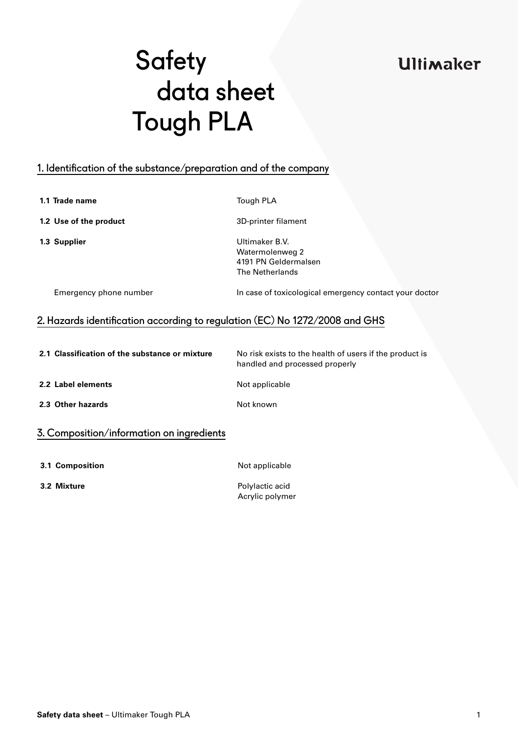# Safety data sheet Tough PLA

Ultimaker

## 1. Identification of the substance/preparation and of the company

| | |
|---|---|
| **1.1 Trade name** | Tough PLA |
| **1.2 Use of the product** | 3D-printer filament |
| **1.3 Supplier** | Ultimaker B.V.<br>Watermolenweg 2<br>4191 PN Geldermalsen<br>The Netherlands |
| Emergency phone number | In case of toxicological emergency contact your doctor |

## 2. Hazards identification according to regulation (EC) No 1272/2008 and GHS

| | |
|---|---|
| **2.1 Classification of the substance or mixture** | No risk exists to the health of users if the product is handled and processed properly |
| **2.2 Label elements** | Not applicable |
| **2.3 Other hazards** | Not known |

## 3. Composition/information on ingredients

| | |
|---|---|
| **3.1 Composition** | Not applicable |
| **3.2 Mixture** | Polylactic acid<br>Acrylic polymer |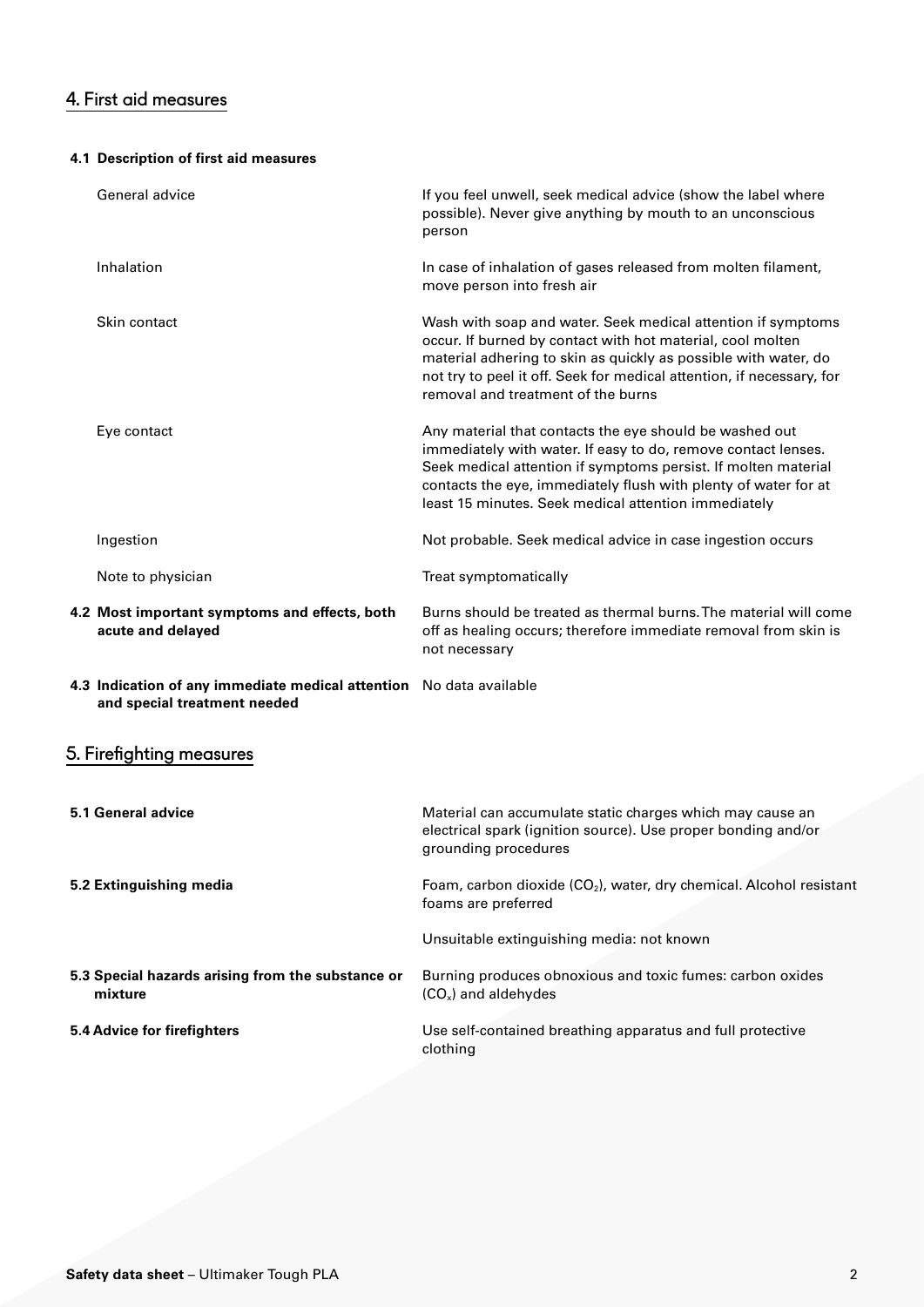## 4. First aid measures

**4.1 Description of first aid measures**

| | |
|---|---|
| General advice | If you feel unwell, seek medical advice (show the label where possible). Never give anything by mouth to an unconscious person |
| Inhalation | In case of inhalation of gases released from molten filament, move person into fresh air |
| Skin contact | Wash with soap and water. Seek medical attention if symptoms occur. If burned by contact with hot material, cool molten material adhering to skin as quickly as possible with water, do not try to peel it off. Seek for medical attention, if necessary, for removal and treatment of the burns |
| Eye contact | Any material that contacts the eye should be washed out immediately with water. If easy to do, remove contact lenses. Seek medical attention if symptoms persist. If molten material contacts the eye, immediately flush with plenty of water for at least 15 minutes. Seek medical attention immediately |
| Ingestion | Not probable. Seek medical advice in case ingestion occurs |
| Note to physician | Treat symptomatically |
| **4.2 Most important symptoms and effects, both acute and delayed** | Burns should be treated as thermal burns. The material will come off as healing occurs; therefore immediate removal from skin is not necessary |
| **4.3 Indication of any immediate medical attention and special treatment needed** | No data available |

## 5. Firefighting measures

| | |
|---|---|
| **5.1 General advice** | Material can accumulate static charges which may cause an electrical spark (ignition source). Use proper bonding and/or grounding procedures |
| **5.2 Extinguishing media** | Foam, carbon dioxide ($CO_2$), water, dry chemical. Alcohol resistant foams are preferred |
| | Unsuitable extinguishing media: not known |
| **5.3 Special hazards arising from the substance or mixture** | Burning produces obnoxious and toxic fumes: carbon oxides ($CO_x$) and aldehydes |
| **5.4 Advice for firefighters** | Use self-contained breathing apparatus and full protective clothing |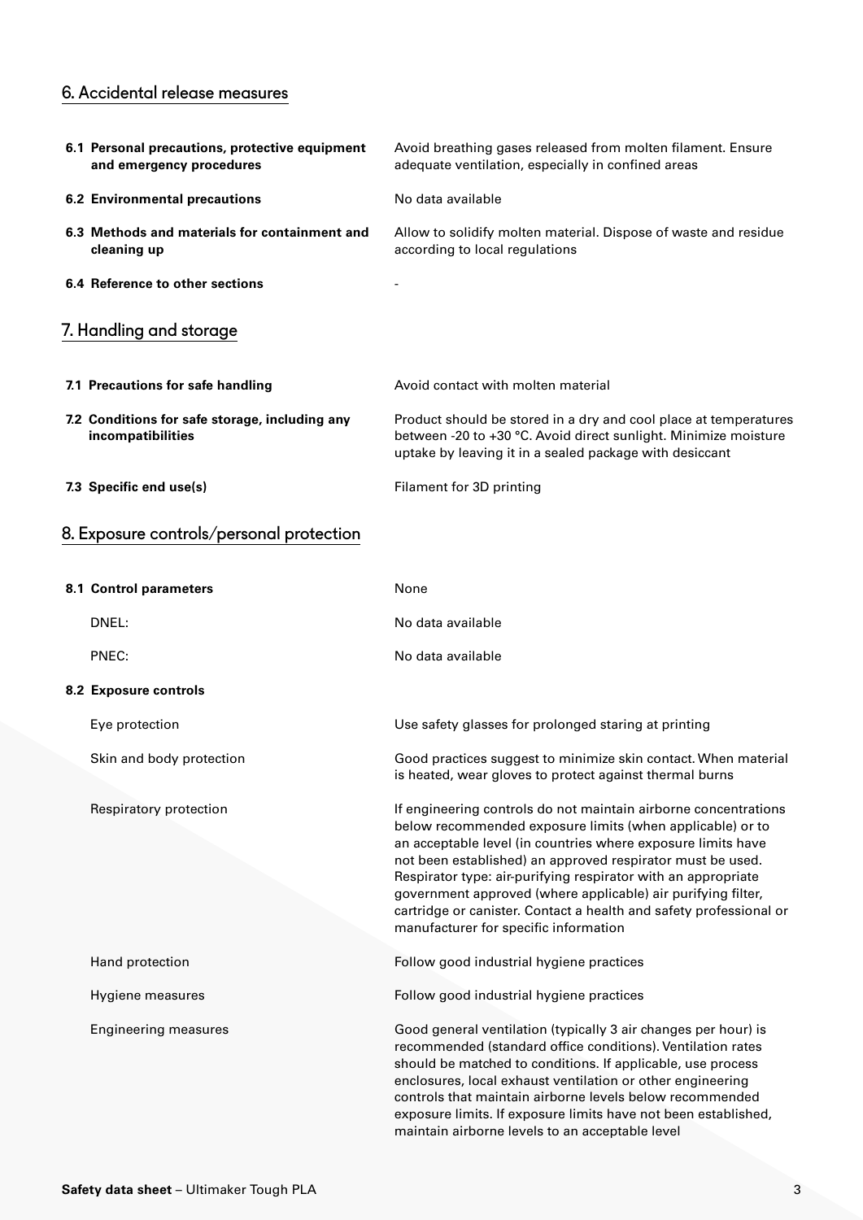## 6. Accidental release measures

| | |
|---|---|
| **6.1 Personal precautions, protective equipment and emergency procedures** | Avoid breathing gases released from molten filament. Ensure adequate ventilation, especially in confined areas |
| **6.2 Environmental precautions** | No data available |
| **6.3 Methods and materials for containment and cleaning up** | Allow to solidify molten material. Dispose of waste and residue according to local regulations |
| **6.4 Reference to other sections** | - |

## 7. Handling and storage

| | |
|---|---|
| **7.1 Precautions for safe handling** | Avoid contact with molten material |
| **7.2 Conditions for safe storage, including any incompatibilities** | Product should be stored in a dry and cool place at temperatures between -20 to +30 °C. Avoid direct sunlight. Minimize moisture uptake by leaving it in a sealed package with desiccant |
| **7.3 Specific end use(s)** | Filament for 3D printing |

## 8. Exposure controls/personal protection

| | |
|---|---|
| **8.1 Control parameters** | None |
| DNEL: | No data available |
| PNEC: | No data available |
| **8.2 Exposure controls** | |
| Eye protection | Use safety glasses for prolonged staring at printing |
| Skin and body protection | Good practices suggest to minimize skin contact. When material is heated, wear gloves to protect against thermal burns |
| Respiratory protection | If engineering controls do not maintain airborne concentrations below recommended exposure limits (when applicable) or to an acceptable level (in countries where exposure limits have not been established) an approved respirator must be used. Respirator type: air-purifying respirator with an appropriate government approved (where applicable) air purifying filter, cartridge or canister. Contact a health and safety professional or manufacturer for specific information |
| Hand protection | Follow good industrial hygiene practices |
| Hygiene measures | Follow good industrial hygiene practices |
| Engineering measures | Good general ventilation (typically 3 air changes per hour) is recommended (standard office conditions). Ventilation rates should be matched to conditions. If applicable, use process enclosures, local exhaust ventilation or other engineering controls that maintain airborne levels below recommended exposure limits. If exposure limits have not been established, maintain airborne levels to an acceptable level |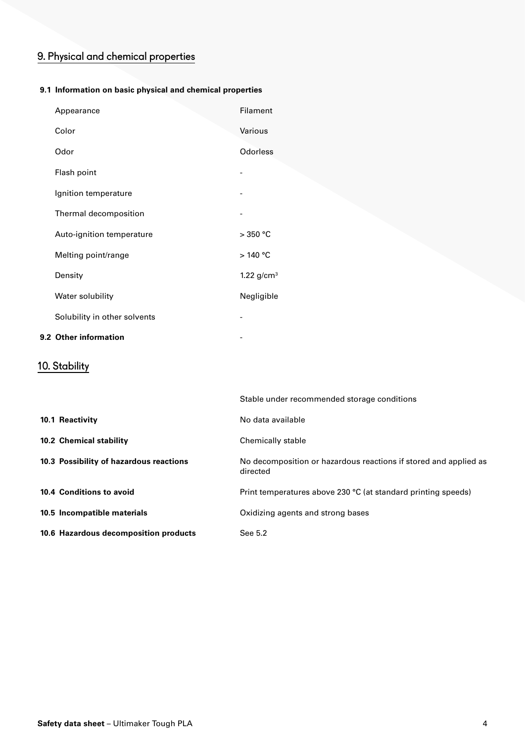## 9. Physical and chemical properties

**9.1 Information on basic physical and chemical properties**

| | |
|---|---|
| Appearance | Filament |
| Color | Various |
| Odor | Odorless |
| Flash point | - |
| Ignition temperature | - |
| Thermal decomposition | - |
| Auto-ignition temperature | > 350 °C |
| Melting point/range | > 140 °C |
| Density | 1.22 g/cm$^3$ |
| Water solubility | Negligible |
| Solubility in other solvents | - |

**9.2 Other information** -

## 10. Stability

| | |
|---|---|
| | Stable under recommended storage conditions |
| **10.1 Reactivity** | No data available |
| **10.2 Chemical stability** | Chemically stable |
| **10.3 Possibility of hazardous reactions** | No decomposition or hazardous reactions if stored and applied as directed |
| **10.4 Conditions to avoid** | Print temperatures above 230 °C (at standard printing speeds) |
| **10.5 Incompatible materials** | Oxidizing agents and strong bases |
| **10.6 Hazardous decomposition products** | See 5.2 |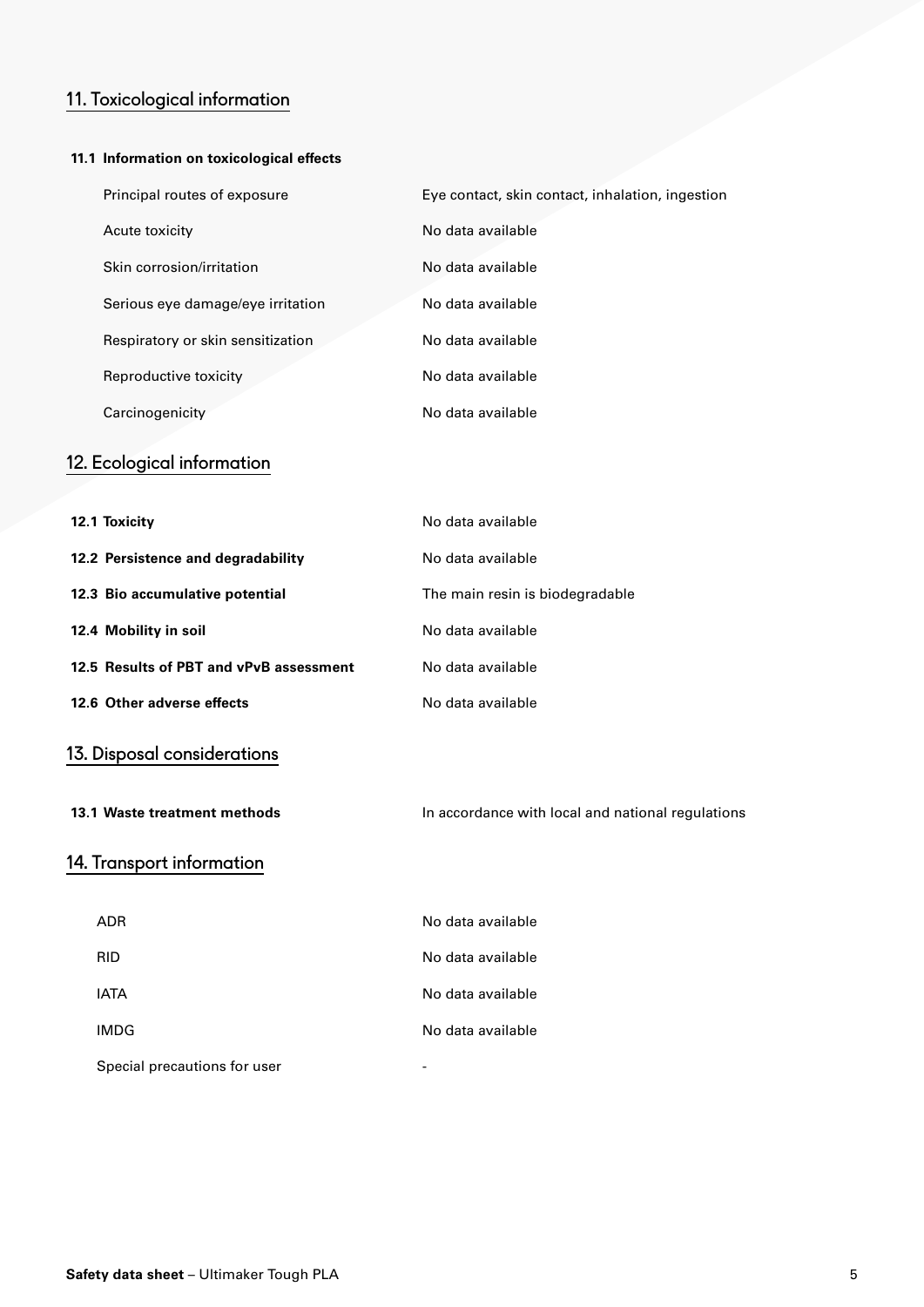## 11. Toxicological information

**11.1 Information on toxicological effects**

| | |
|---|---|
| Principal routes of exposure | Eye contact, skin contact, inhalation, ingestion |
| Acute toxicity | No data available |
| Skin corrosion/irritation | No data available |
| Serious eye damage/eye irritation | No data available |
| Respiratory or skin sensitization | No data available |
| Reproductive toxicity | No data available |
| Carcinogenicity | No data available |

## 12. Ecological information

| | |
|---|---|
| **12.1 Toxicity** | No data available |
| **12.2 Persistence and degradability** | No data available |
| **12.3 Bio accumulative potential** | The main resin is biodegradable |
| **12.4 Mobility in soil** | No data available |
| **12.5 Results of PBT and vPvB assessment** | No data available |
| **12.6 Other adverse effects** | No data available |

## 13. Disposal considerations

| | |
|---|---|
| **13.1 Waste treatment methods** | In accordance with local and national regulations |

## 14. Transport information

| | |
|---|---|
| ADR | No data available |
| RID | No data available |
| IATA | No data available |
| IMDG | No data available |
| Special precautions for user | - |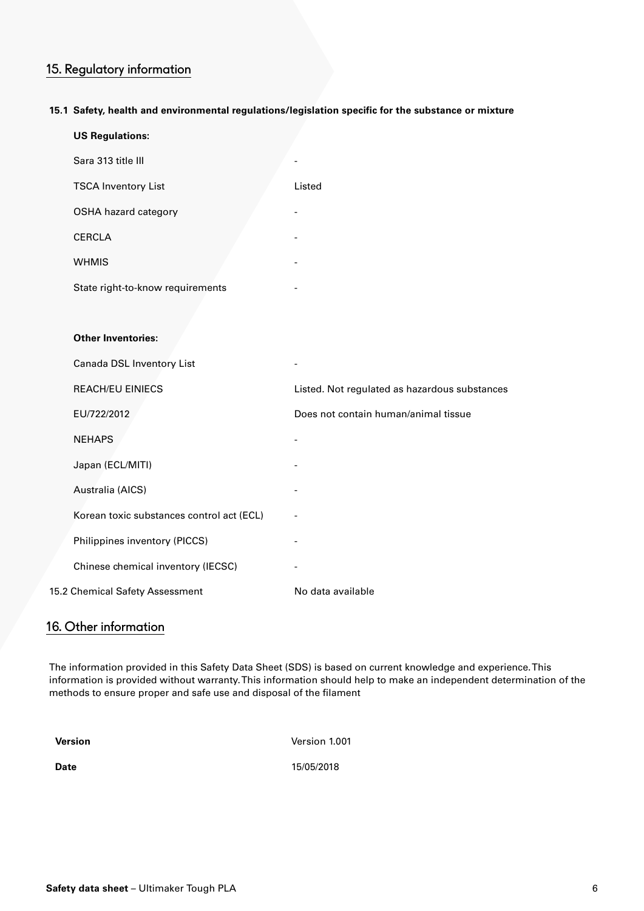## 15. Regulatory information

**15.1 Safety, health and environmental regulations/legislation specific for the substance or mixture**

**US Regulations:**

| | |
|---|---|
| Sara 313 title III | - |
| TSCA Inventory List | Listed |
| OSHA hazard category | - |
| CERCLA | - |
| WHMIS | - |
| State right-to-know requirements | - |

**Other Inventories:**

| | |
|---|---|
| Canada DSL Inventory List | - |
| REACH/EU EINIECS | Listed. Not regulated as hazardous substances |
| EU/722/2012 | Does not contain human/animal tissue |
| NEHAPS | - |
| Japan (ECL/MITI) | - |
| Australia (AICS) | - |
| Korean toxic substances control act (ECL) | - |
| Philippines inventory (PICCS) | - |
| Chinese chemical inventory (IECSC) | - |
| 15.2 Chemical Safety Assessment | No data available |

## 16. Other information

The information provided in this Safety Data Sheet (SDS) is based on current knowledge and experience. This information is provided without warranty. This information should help to make an independent determination of the methods to ensure proper and safe use and disposal of the filament

| | |
|---|---|
| **Version** | Version 1.001 |
| **Date** | 15/05/2018 |